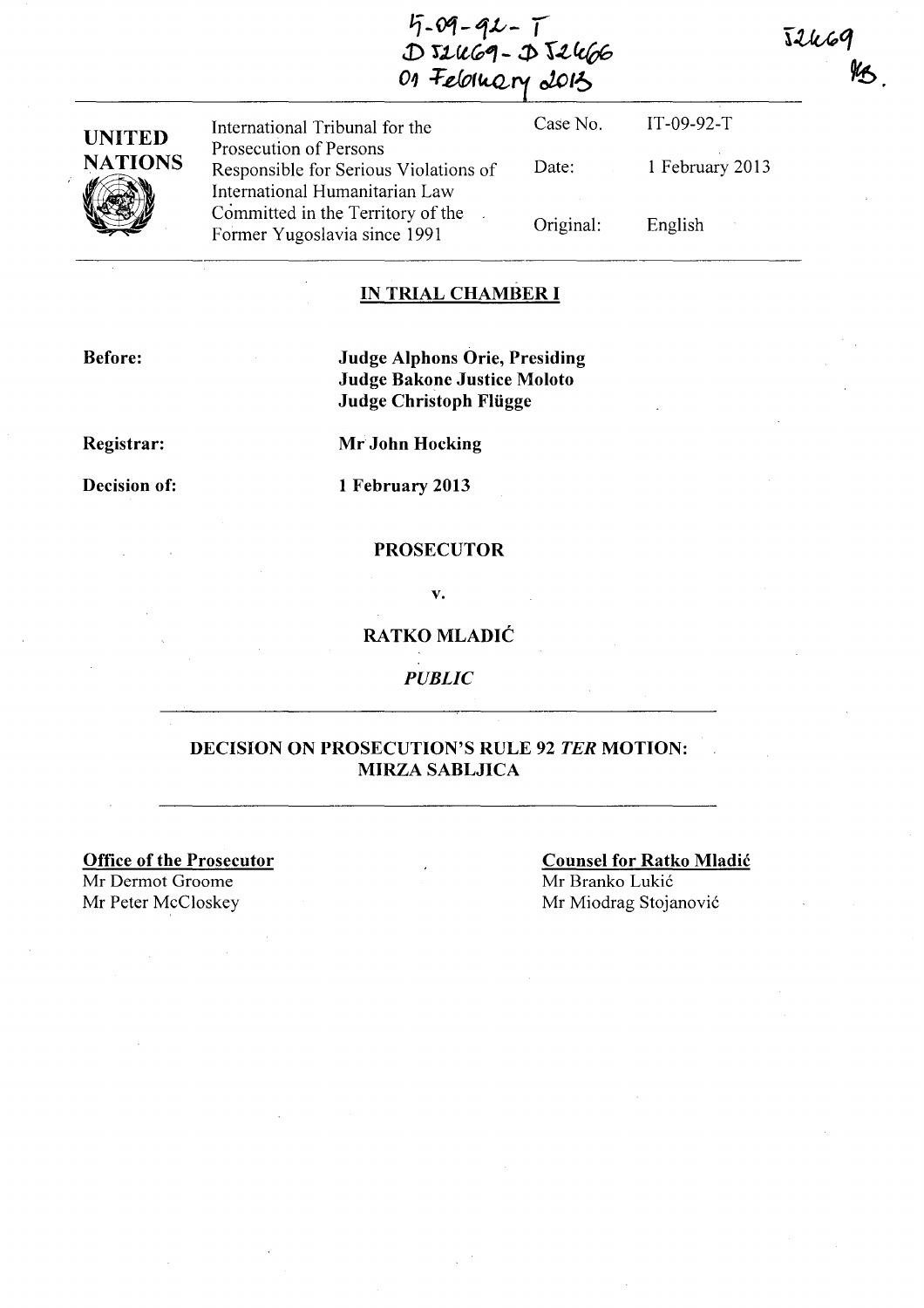IT-09-92-T
D 52469 - D 52466
01 February 2013

52469
MB.

| | | | |
|---|---|---|---|
| UNITED NATIONS | International Tribunal for the Prosecution of Persons Responsible for Serious Violations of International Humanitarian Law Committed in the Territory of the Former Yugoslavia since 1991 | Case No. | IT-09-92-T |
| | | Date: | 1 February 2013 |
| | | Original: | English |

## IN TRIAL CHAMBER I

**Before:** **Judge Alphons Orie, Presiding**
**Judge Bakone Justice Moloto**
**Judge Christoph Flügge**

**Registrar:** **Mr John Hocking**

**Decision of:** **1 February 2013**

**PROSECUTOR**

**v.**

**RATKO MLADIĆ**

***PUBLIC***

## DECISION ON PROSECUTION'S RULE 92 *TER* MOTION: MIRZA SABLJICA

**Office of the Prosecutor**
Mr Dermot Groome
Mr Peter McCloskey

**Counsel for Ratko Mladić**
Mr Branko Lukić
Mr Miodrag Stojanović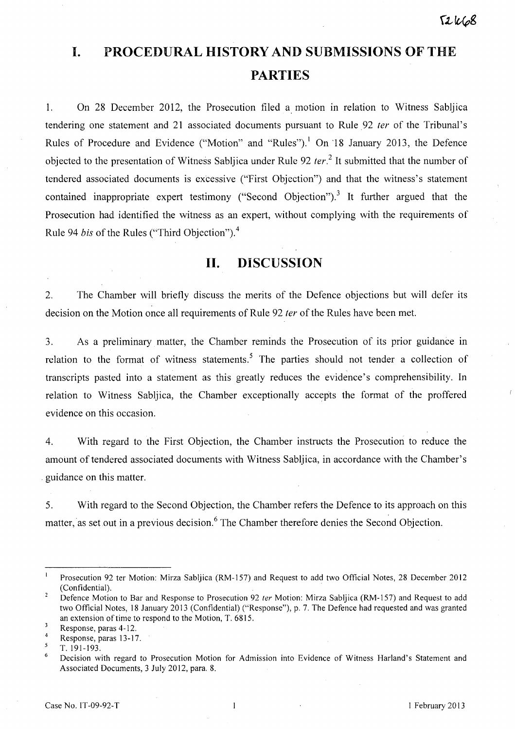# I. PROCEDURAL HISTORY AND SUBMISSIONS OF THE PARTIES

1. On 28 December 2012, the Prosecution filed a motion in relation to Witness Sabljica tendering one statement and 21 associated documents pursuant to Rule 92 *ter* of the Tribunal's Rules of Procedure and Evidence ("Motion" and "Rules").[1] On 18 January 2013, the Defence objected to the presentation of Witness Sabljica under Rule 92 *ter*.[2] It submitted that the number of tendered associated documents is excessive ("First Objection") and that the witness's statement contained inappropriate expert testimony ("Second Objection").[3] It further argued that the Prosecution had identified the witness as an expert, without complying with the requirements of Rule 94 *bis* of the Rules ("Third Objection").[4]

# II. DISCUSSION

2. The Chamber will briefly discuss the merits of the Defence objections but will defer its decision on the Motion once all requirements of Rule 92 *ter* of the Rules have been met.

3. As a preliminary matter, the Chamber reminds the Prosecution of its prior guidance in relation to the format of witness statements.[5] The parties should not tender a collection of transcripts pasted into a statement as this greatly reduces the evidence's comprehensibility. In relation to Witness Sabljica, the Chamber exceptionally accepts the format of the proffered evidence on this occasion.

4. With regard to the First Objection, the Chamber instructs the Prosecution to reduce the amount of tendered associated documents with Witness Sabljica, in accordance with the Chamber's guidance on this matter.

5. With regard to the Second Objection, the Chamber refers the Defence to its approach on this matter, as set out in a previous decision.[6] The Chamber therefore denies the Second Objection.

---

[1] Prosecution 92 ter Motion: Mirza Sabljica (RM-157) and Request to add two Official Notes, 28 December 2012 (Confidential).

[2] Defence Motion to Bar and Response to Prosecution 92 *ter* Motion: Mirza Sabljica (RM-157) and Request to add two Official Notes, 18 January 2013 (Confidential) ("Response"), p. 7. The Defence had requested and was granted an extension of time to respond to the Motion, T. 6815.

[3] Response, paras 4-12.

[4] Response, paras 13-17.

[5] T. 191-193.

[6] Decision with regard to Prosecution Motion for Admission into Evidence of Witness Harland's Statement and Associated Documents, 3 July 2012, para. 8.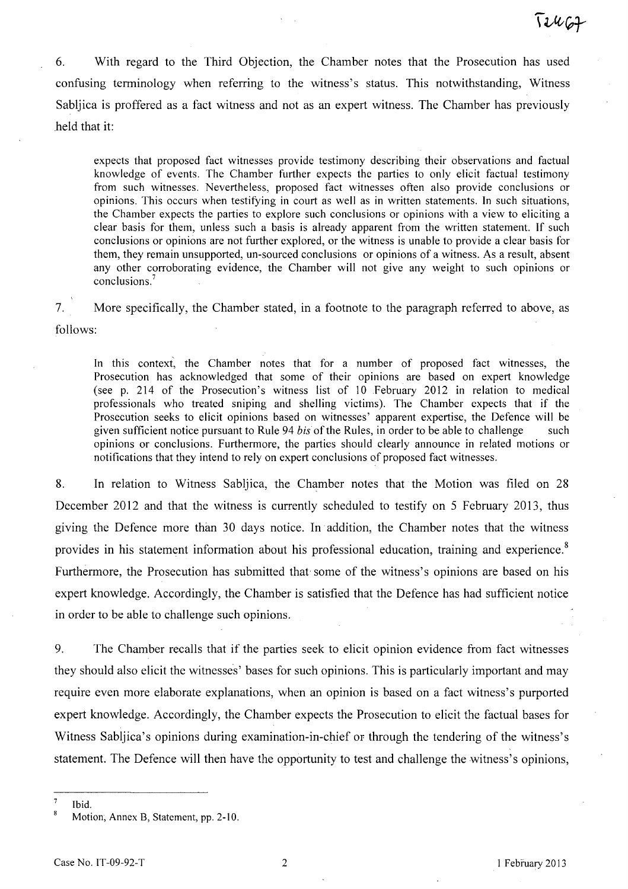6. With regard to the Third Objection, the Chamber notes that the Prosecution has used confusing terminology when referring to the witness's status. This notwithstanding, Witness Sabljica is proffered as a fact witness and not as an expert witness. The Chamber has previously held that it:

> expects that proposed fact witnesses provide testimony describing their observations and factual knowledge of events. The Chamber further expects the parties to only elicit factual testimony from such witnesses. Nevertheless, proposed fact witnesses often also provide conclusions or opinions. This occurs when testifying in court as well as in written statements. In such situations, the Chamber expects the parties to explore such conclusions or opinions with a view to eliciting a clear basis for them, unless such a basis is already apparent from the written statement. If such conclusions or opinions are not further explored, or the witness is unable to provide a clear basis for them, they remain unsupported, un-sourced conclusions or opinions of a witness. As a result, absent any other corroborating evidence, the Chamber will not give any weight to such opinions or conclusions.[7]

7. More specifically, the Chamber stated, in a footnote to the paragraph referred to above, as follows:

> In this context, the Chamber notes that for a number of proposed fact witnesses, the Prosecution has acknowledged that some of their opinions are based on expert knowledge (see p. 214 of the Prosecution's witness list of 10 February 2012 in relation to medical professionals who treated sniping and shelling victims). The Chamber expects that if the Prosecution seeks to elicit opinions based on witnesses' apparent expertise, the Defence will be given sufficient notice pursuant to Rule 94 *bis* of the Rules, in order to be able to challenge such opinions or conclusions. Furthermore, the parties should clearly announce in related motions or notifications that they intend to rely on expert conclusions of proposed fact witnesses.

8. In relation to Witness Sabljica, the Chamber notes that the Motion was filed on 28 December 2012 and that the witness is currently scheduled to testify on 5 February 2013, thus giving the Defence more than 30 days notice. In addition, the Chamber notes that the witness provides in his statement information about his professional education, training and experience.[8] Furthermore, the Prosecution has submitted that some of the witness's opinions are based on his expert knowledge. Accordingly, the Chamber is satisfied that the Defence has had sufficient notice in order to be able to challenge such opinions.

9. The Chamber recalls that if the parties seek to elicit opinion evidence from fact witnesses they should also elicit the witnesses' bases for such opinions. This is particularly important and may require even more elaborate explanations, when an opinion is based on a fact witness's purported expert knowledge. Accordingly, the Chamber expects the Prosecution to elicit the factual bases for Witness Sabljica's opinions during examination-in-chief or through the tendering of the witness's statement. The Defence will then have the opportunity to test and challenge the witness's opinions,

---

[7] Ibid.

[8] Motion, Annex B, Statement, pp. 2-10.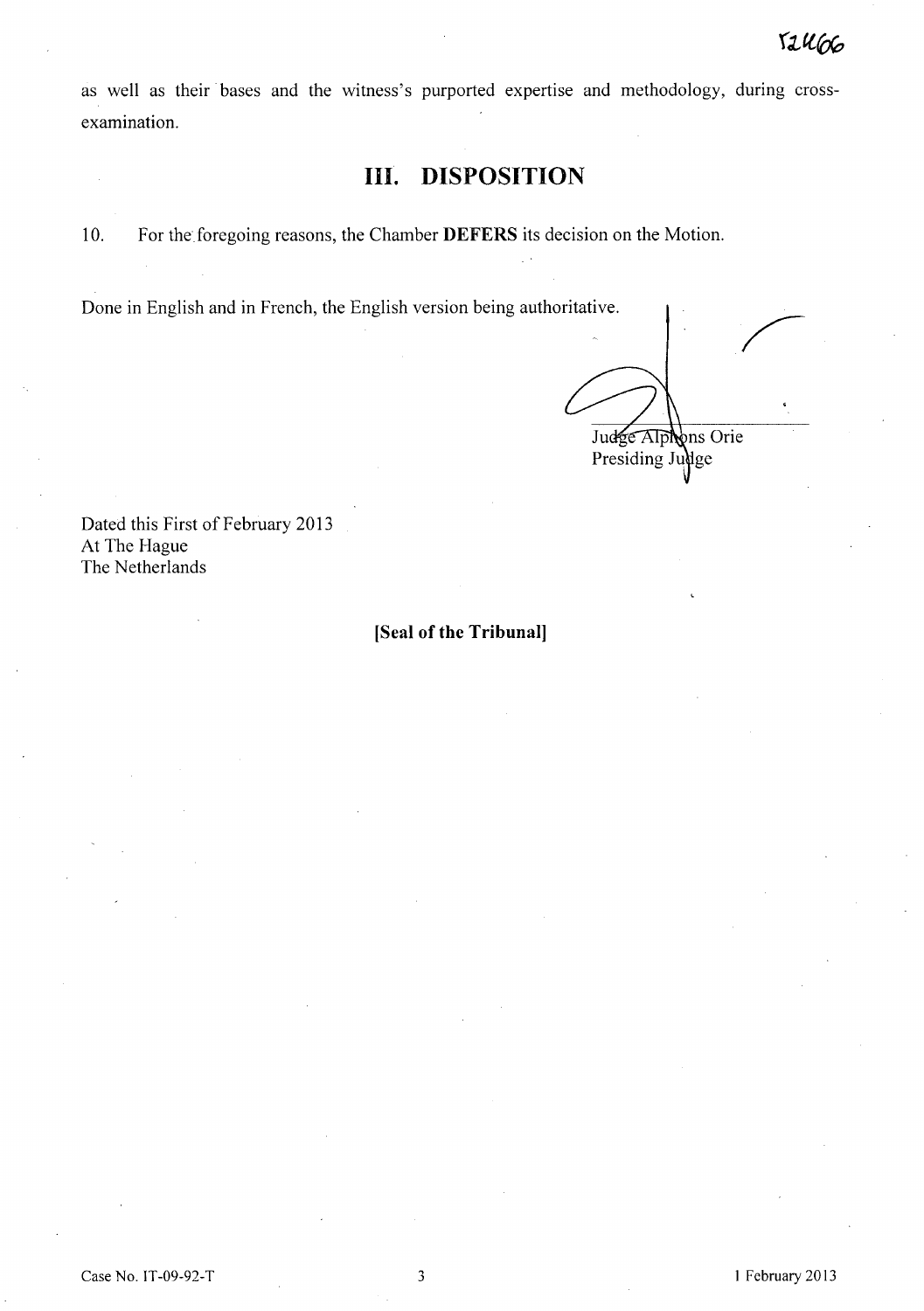as well as their bases and the witness's purported expertise and methodology, during cross-examination.

## III. DISPOSITION

10. For the foregoing reasons, the Chamber **DEFERS** its decision on the Motion.

Done in English and in French, the English version being authoritative.

Judge Alphons Orie
Presiding Judge

Dated this First of February 2013
At The Hague
The Netherlands

**[Seal of the Tribunal]**